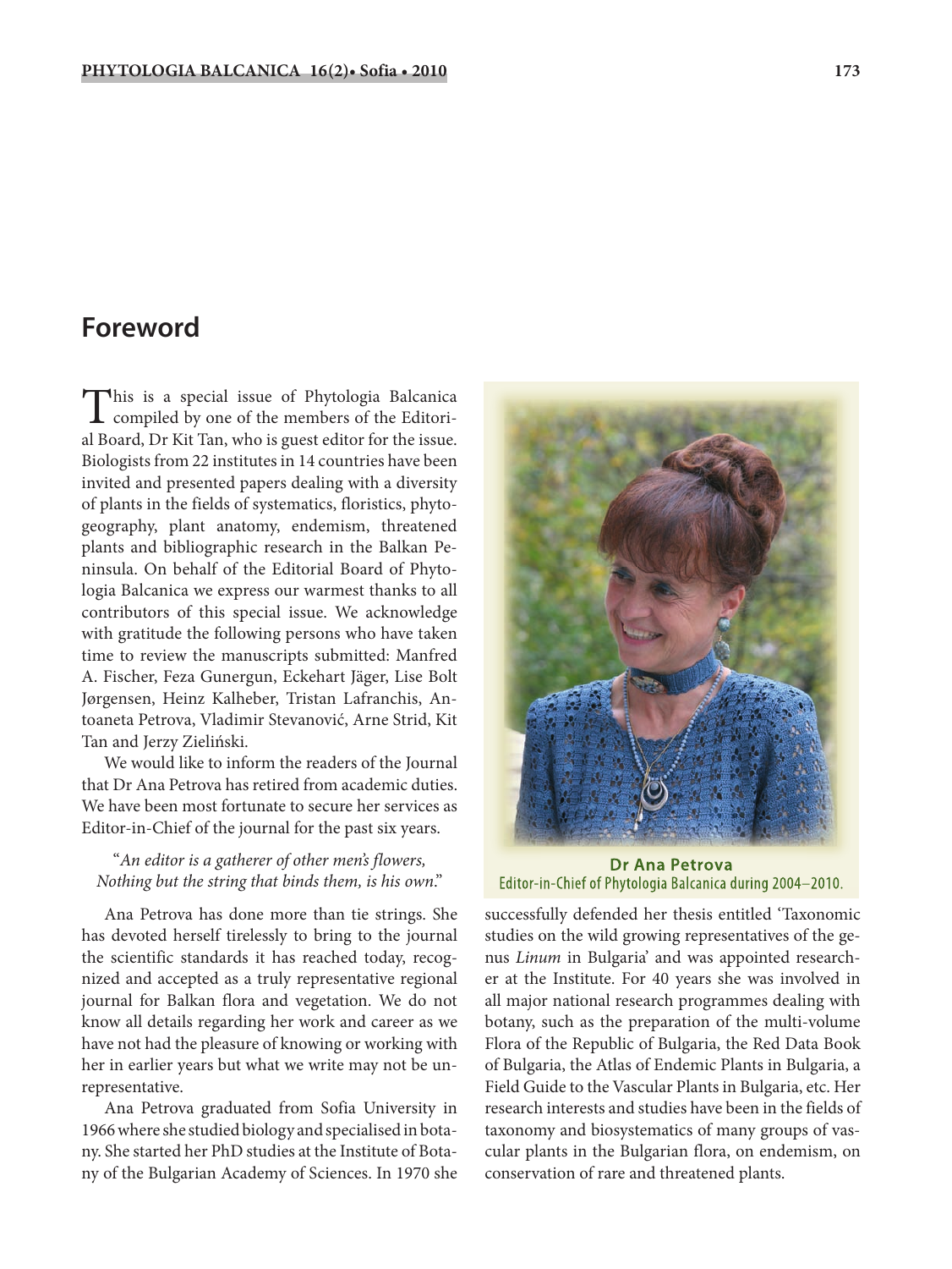# Foreword

This is a special issue of Phytologia Balcanica compiled by one of the members of the Editorial Board, Dr Kit Tan, who is guest editor for the issue. Biologists from 22 institutes in 14 countries have been invited and presented papers dealing with a diversity of plants in the fields of systematics, floristics, phytogeography, plant anatomy, endemism, threatened plants and bibliographic research in the Balkan Peninsula. On behalf of the Editorial Board of Phytologia Balcanica we express our warmest thanks to all contributors of this special issue. We acknowledge with gratitude the following persons who have taken time to review the manuscripts submitted: Manfred A. Fischer, Feza Gunergun, Eckehart Jäger, Lise Bolt Jørgensen, Heinz Kalheber, Tristan Lafranchis, Antoaneta Petrova, Vladimir Stevanović, Arne Strid, Kit Tan and Jerzy Zieliński.

We would like to inform the readers of the Journal that Dr Ana Petrova has retired from academic duties. We have been most fortunate to secure her services as Editor-in-Chief of the journal for the past six years.

"*An editor is a gatherer of other men's flowers,*
*Nothing but the string that binds them, is his own*."

Ana Petrova has done more than tie strings. She has devoted herself tirelessly to bring to the journal the scientific standards it has reached today, recognized and accepted as a truly representative regional journal for Balkan flora and vegetation. We do not know all details regarding her work and career as we have not had the pleasure of knowing or working with her in earlier years but what we write may not be unrepresentative.

Ana Petrova graduated from Sofia University in 1966 where she studied biology and specialised in botany. She started her PhD studies at the Institute of Botany of the Bulgarian Academy of Sciences. In 1970 she successfully defended her thesis entitled 'Taxonomic studies on the wild growing representatives of the genus *Linum* in Bulgaria' and was appointed researcher at the Institute. For 40 years she was involved in all major national research programmes dealing with botany, such as the preparation of the multi-volume Flora of the Republic of Bulgaria, the Red Data Book of Bulgaria, the Atlas of Endemic Plants in Bulgaria, a Field Guide to the Vascular Plants in Bulgaria, etc. Her research interests and studies have been in the fields of taxonomy and biosystematics of many groups of vascular plants in the Bulgarian flora, on endemism, on conservation of rare and threatened plants.

**Dr Ana Petrova**
Editor-in-Chief of Phytologia Balcanica during 2004–2010.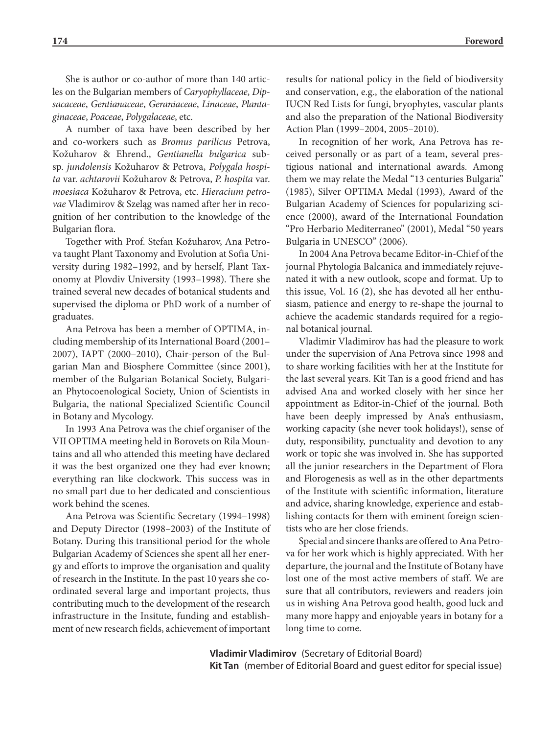She is author or co-author of more than 140 articles on the Bulgarian members of *Caryophyllaceae*, *Dipsacaceae*, *Gentianaceae*, *Geraniaceae*, *Linaceae*, *Plantaginaceae*, *Poaceae*, *Polygalaceae*, etc.

A number of taxa have been described by her and co-workers such as *Bromus parilicus* Petrova, Kožuharov & Ehrend., *Gentianella bulgarica* subsp. *jundolensis* Kožuharov & Petrova, *Polygala hospita* var. *achtarovii* Kožuharov & Petrova, *P. hospita* var. *moesiaca* Kožuharov & Petrova, etc. *Hieracium petrovae* Vladimirov & Szeląg was named after her in recognition of her contribution to the knowledge of the Bulgarian flora.

Together with Prof. Stefan Kožuharov, Ana Petrova taught Plant Taxonomy and Evolution at Sofia University during 1982–1992, and by herself, Plant Taxonomy at Plovdiv University (1993–1998). There she trained several new decades of botanical students and supervised the diploma or PhD work of a number of graduates.

Ana Petrova has been a member of OPTIMA, including membership of its International Board (2001–2007), IAPT (2000–2010), Chair-person of the Bulgarian Man and Biosphere Committee (since 2001), member of the Bulgarian Botanical Society, Bulgarian Phytocoenological Society, Union of Scientists in Bulgaria, the national Specialized Scientific Council in Botany and Mycology.

In 1993 Ana Petrova was the chief organiser of the VII OPTIMA meeting held in Borovets on Rila Mountains and all who attended this meeting have declared it was the best organized one they had ever known; everything ran like clockwork. This success was in no small part due to her dedicated and conscientious work behind the scenes.

Ana Petrova was Scientific Secretary (1994–1998) and Deputy Director (1998–2003) of the Institute of Botany. During this transitional period for the whole Bulgarian Academy of Sciences she spent all her energy and efforts to improve the organisation and quality of research in the Institute. In the past 10 years she coordinated several large and important projects, thus contributing much to the development of the research infrastructure in the Insitute, funding and establishment of new research fields, achievement of important results for national policy in the field of biodiversity and conservation, e.g., the elaboration of the national IUCN Red Lists for fungi, bryophytes, vascular plants and also the preparation of the National Biodiversity Action Plan (1999–2004, 2005–2010).

In recognition of her work, Ana Petrova has received personally or as part of a team, several prestigious national and international awards. Among them we may relate the Medal "13 centuries Bulgaria" (1985), Silver OPTIMA Medal (1993), Award of the Bulgarian Academy of Sciences for popularizing science (2000), award of the International Foundation "Pro Herbario Mediterraneo" (2001), Medal "50 years Bulgaria in UNESCO" (2006).

In 2004 Ana Petrova became Editor-in-Chief of the journal Phytologia Balcanica and immediately rejuvenated it with a new outlook, scope and format. Up to this issue, Vol. 16 (2), she has devoted all her enthusiasm, patience and energy to re-shape the journal to achieve the academic standards required for a regional botanical journal.

Vladimir Vladimirov has had the pleasure to work under the supervision of Ana Petrova since 1998 and to share working facilities with her at the Institute for the last several years. Kit Tan is a good friend and has advised Ana and worked closely with her since her appointment as Editor-in-Chief of the journal. Both have been deeply impressed by Ana's enthusiasm, working capacity (she never took holidays!), sense of duty, responsibility, punctuality and devotion to any work or topic she was involved in. She has supported all the junior researchers in the Department of Flora and Florogenesis as well as in the other departments of the Institute with scientific information, literature and advice, sharing knowledge, experience and establishing contacts for them with eminent foreign scientists who are her close friends.

Special and sincere thanks are offered to Ana Petrova for her work which is highly appreciated. With her departure, the journal and the Institute of Botany have lost one of the most active members of staff. We are sure that all contributors, reviewers and readers join us in wishing Ana Petrova good health, good luck and many more happy and enjoyable years in botany for a long time to come.

**Vladimir Vladimirov** (Secretary of Editorial Board)
**Kit Tan** (member of Editorial Board and guest editor for special issue)